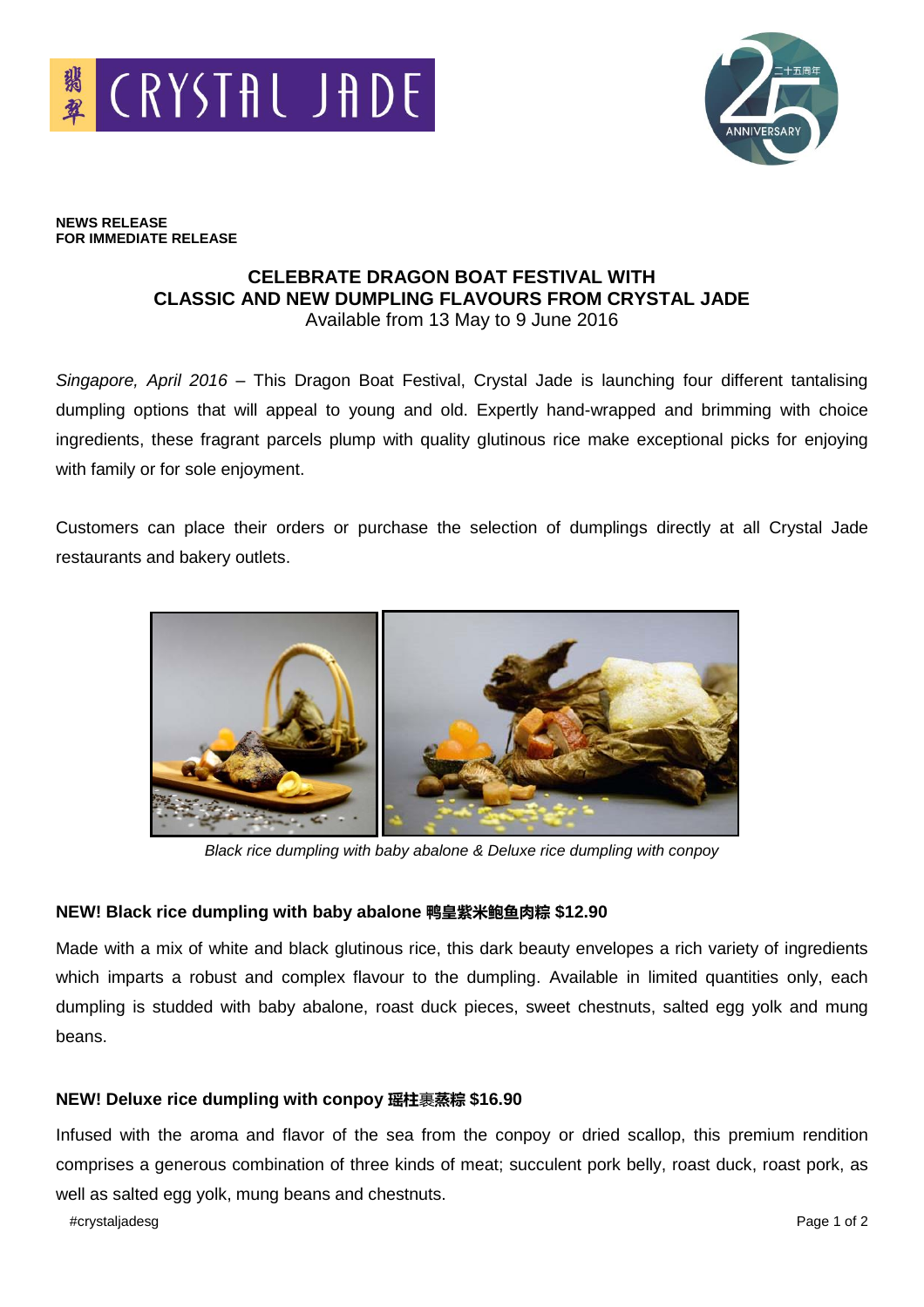**NEWS RELEASE**
**FOR IMMEDIATE RELEASE**

## CELEBRATE DRAGON BOAT FESTIVAL WITH CLASSIC AND NEW DUMPLING FLAVOURS FROM CRYSTAL JADE

Available from 13 May to 9 June 2016

*Singapore, April 2016* – This Dragon Boat Festival, Crystal Jade is launching four different tantalising dumpling options that will appeal to young and old. Expertly hand-wrapped and brimming with choice ingredients, these fragrant parcels plump with quality glutinous rice make exceptional picks for enjoying with family or for sole enjoyment.

Customers can place their orders or purchase the selection of dumplings directly at all Crystal Jade restaurants and bakery outlets.

*Black rice dumpling with baby abalone & Deluxe rice dumpling with conpoy*

**NEW! Black rice dumpling with baby abalone 鸭皇紫米鲍鱼肉粽 $12.90**

Made with a mix of white and black glutinous rice, this dark beauty envelopes a rich variety of ingredients which imparts a robust and complex flavour to the dumpling. Available in limited quantities only, each dumpling is studded with baby abalone, roast duck pieces, sweet chestnuts, salted egg yolk and mung beans.

**NEW! Deluxe rice dumpling with conpoy 瑶柱裹蒸粽 $16.90**

Infused with the aroma and flavor of the sea from the conpoy or dried scallop, this premium rendition comprises a generous combination of three kinds of meat; succulent pork belly, roast duck, roast pork, as well as salted egg yolk, mung beans and chestnuts.

#crystaljadesg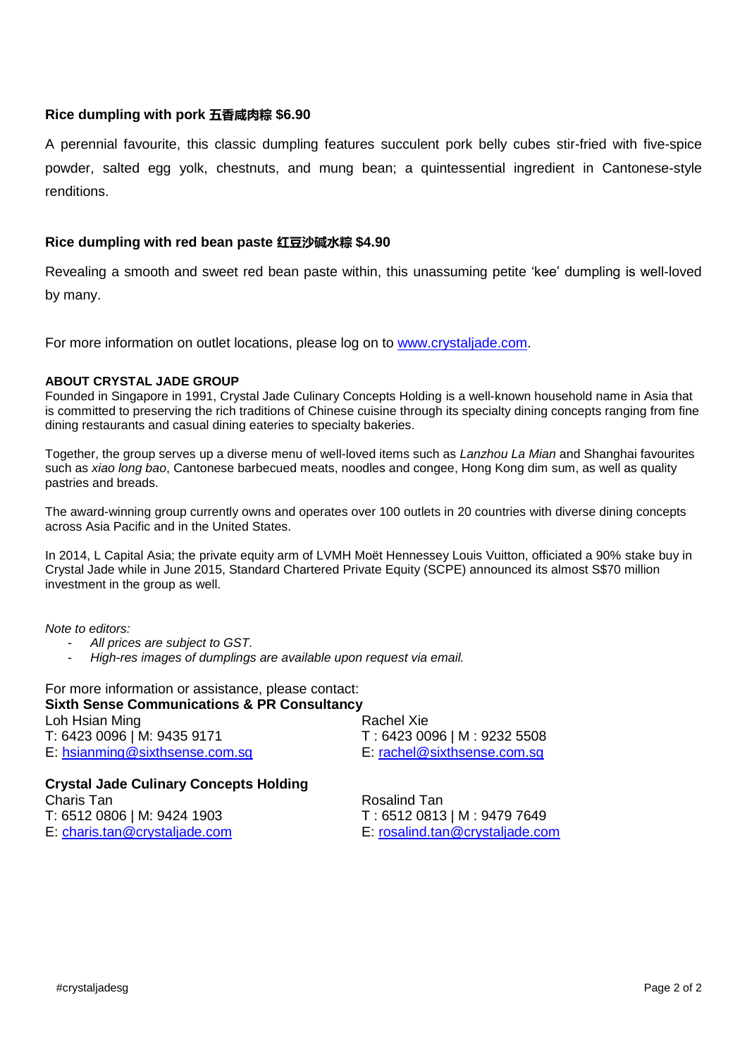**Rice dumpling with pork 五香咸肉粽 $6.90**

A perennial favourite, this classic dumpling features succulent pork belly cubes stir-fried with five-spice powder, salted egg yolk, chestnuts, and mung bean; a quintessential ingredient in Cantonese-style renditions.

**Rice dumpling with red bean paste 红豆沙碱水粽 $4.90**

Revealing a smooth and sweet red bean paste within, this unassuming petite 'kee' dumpling is well-loved by many.

For more information on outlet locations, please log on to [www.crystaljade.com](www.crystaljade.com).

**ABOUT CRYSTAL JADE GROUP**

Founded in Singapore in 1991, Crystal Jade Culinary Concepts Holding is a well-known household name in Asia that is committed to preserving the rich traditions of Chinese cuisine through its specialty dining concepts ranging from fine dining restaurants and casual dining eateries to specialty bakeries.

Together, the group serves up a diverse menu of well-loved items such as *Lanzhou La Mian* and Shanghai favourites such as *xiao long bao*, Cantonese barbecued meats, noodles and congee, Hong Kong dim sum, as well as quality pastries and breads.

The award-winning group currently owns and operates over 100 outlets in 20 countries with diverse dining concepts across Asia Pacific and in the United States.

In 2014, L Capital Asia; the private equity arm of LVMH Moët Hennessey Louis Vuitton, officiated a 90% stake buy in Crystal Jade while in June 2015, Standard Chartered Private Equity (SCPE) announced its almost S$70 million investment in the group as well.

*Note to editors:*

- *All prices are subject to GST.*
- *High-res images of dumplings are available upon request via email.*

For more information or assistance, please contact:

**Sixth Sense Communications & PR Consultancy**

Loh Hsian Ming
T: 6423 0096 | M: 9435 9171
E: hsianming@sixthsense.com.sg

Rachel Xie
T : 6423 0096 | M : 9232 5508
E: rachel@sixthsense.com.sg

**Crystal Jade Culinary Concepts Holding**

Charis Tan
T: 6512 0806 | M: 9424 1903
E: charis.tan@crystaljade.com

Rosalind Tan
T : 6512 0813 | M : 9479 7649
E: rosalind.tan@crystaljade.com

#crystaljadesg